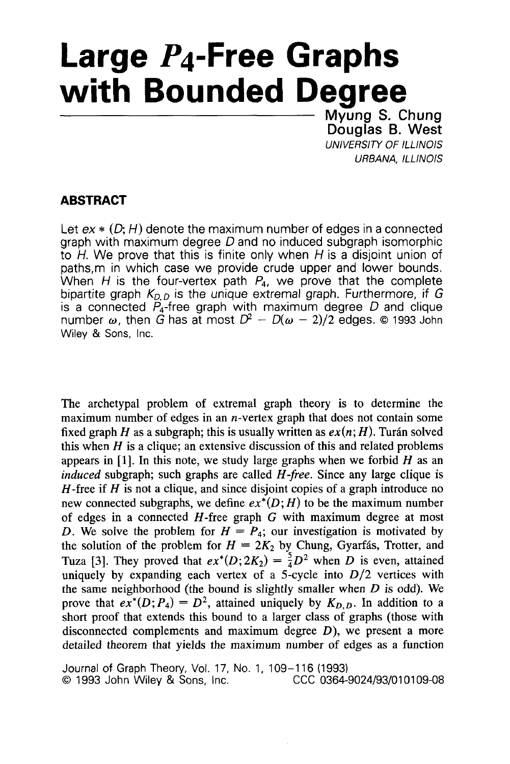# Large $P_4$-Free Graphs with Bounded Degree

**Myung S. Chung**
**Douglas B. West**
*UNIVERSITY OF ILLINOIS*
*URBANA, ILLINOIS*

## ABSTRACT

Let $ex*(D;H)$ denote the maximum number of edges in a connected graph with maximum degree $D$ and no induced subgraph isomorphic to $H$. We prove that this is finite only when $H$ is a disjoint union of paths,m in which case we provide crude upper and lower bounds. When $H$ is the four-vertex path $P_4$, we prove that the complete bipartite graph $K_{D,D}$ is the unique extremal graph. Furthermore, if $G$ is a connected $P_4$-free graph with maximum degree $D$ and clique number $\omega$, then $G$ has at most $D^2 - D(\omega - 2)/2$ edges. © 1993 John Wiley & Sons, Inc.

The archetypal problem of extremal graph theory is to determine the maximum number of edges in an $n$-vertex graph that does not contain some fixed graph $H$ as a subgraph; this is usually written as $ex(n;H)$. Turán solved this when $H$ is a clique; an extensive discussion of this and related problems appears in [1]. In this note, we study large graphs when we forbid $H$ as an *induced* subgraph; such graphs are called *$H$-free*. Since any large clique is $H$-free if $H$ is not a clique, and since disjoint copies of a graph introduce no new connected subgraphs, we define $ex^*(D;H)$ to be the maximum number of edges in a connected $H$-free graph $G$ with maximum degree at most $D$. We solve the problem for $H = P_4$; our investigation is motivated by the solution of the problem for $H = 2K_2$ by Chung, Gyarfás, Trotter, and Tuza [3]. They proved that $ex^*(D;2K_2) = \frac{5}{4}D^2$ when $D$ is even, attained uniquely by expanding each vertex of a 5-cycle into $D/2$ vertices with the same neighborhood (the bound is slightly smaller when $D$ is odd). We prove that $ex^*(D;P_4) = D^2$, attained uniquely by $K_{D,D}$. In addition to a short proof that extends this bound to a larger class of graphs (those with disconnected complements and maximum degree $D$), we present a more detailed theorem that yields the maximum number of edges as a function

Journal of Graph Theory, Vol. 17, No. 1, 109–116 (1993)
© 1993 John Wiley & Sons, Inc. CCC 0364-9024/93/010109-08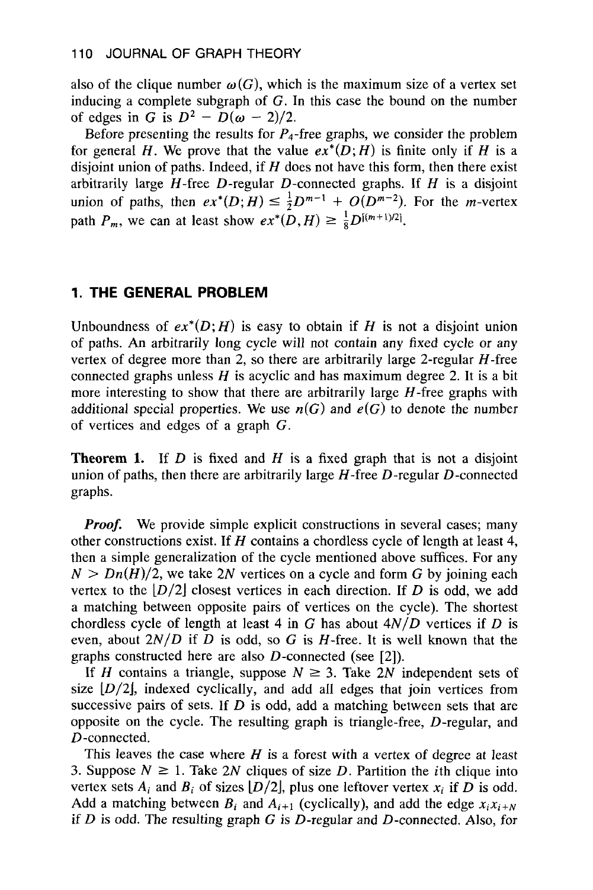also of the clique number $\omega(G)$, which is the maximum size of a vertex set inducing a complete subgraph of $G$. In this case the bound on the number of edges in $G$ is $D^2 - D(\omega - 2)/2$.

Before presenting the results for $P_4$-free graphs, we consider the problem for general $H$. We prove that the value $ex^*(D;H)$ is finite only if $H$ is a disjoint union of paths. Indeed, if $H$ does not have this form, then there exist arbitrarily large $H$-free $D$-regular $D$-connected graphs. If $H$ is a disjoint union of paths, then $ex^*(D;H) \leq \frac{1}{2}D^{m-1} + O(D^{m-2})$. For the $m$-vertex path $P_m$, we can at least show $ex^*(D,H) \geq \frac{1}{8}D^{\lfloor (m+1)/2 \rfloor}$.

## 1. THE GENERAL PROBLEM

Unboundness of $ex^*(D;H)$ is easy to obtain if $H$ is not a disjoint union of paths. An arbitrarily long cycle will not contain any fixed cycle or any vertex of degree more than 2, so there are arbitrarily large 2-regular $H$-free connected graphs unless $H$ is acyclic and has maximum degree 2. It is a bit more interesting to show that there are arbitrarily large $H$-free graphs with additional special properties. We use $n(G)$ and $e(G)$ to denote the number of vertices and edges of a graph $G$.

**Theorem 1.** If $D$ is fixed and $H$ is a fixed graph that is not a disjoint union of paths, then there are arbitrarily large $H$-free $D$-regular $D$-connected graphs.

***Proof.*** We provide simple explicit constructions in several cases; many other constructions exist. If $H$ contains a chordless cycle of length at least 4, then a simple generalization of the cycle mentioned above suffices. For any $N > Dn(H)/2$, we take $2N$ vertices on a cycle and form $G$ by joining each vertex to the $\lfloor D/2 \rfloor$ closest vertices in each direction. If $D$ is odd, we add a matching between opposite pairs of vertices on the cycle). The shortest chordless cycle of length at least 4 in $G$ has about $4N/D$ vertices if $D$ is even, about $2N/D$ if $D$ is odd, so $G$ is $H$-free. It is well known that the graphs constructed here are also $D$-connected (see [2]).

If $H$ contains a triangle, suppose $N \geq 3$. Take $2N$ independent sets of size $\lfloor D/2 \rfloor$, indexed cyclically, and add all edges that join vertices from successive pairs of sets. If $D$ is odd, add a matching between sets that are opposite on the cycle. The resulting graph is triangle-free, $D$-regular, and $D$-connected.

This leaves the case where $H$ is a forest with a vertex of degree at least 3. Suppose $N \geq 1$. Take $2N$ cliques of size $D$. Partition the $i$th clique into vertex sets $A_i$ and $B_i$ of sizes $\lfloor D/2 \rfloor$, plus one leftover vertex $x_i$ if $D$ is odd. Add a matching between $B_i$ and $A_{i+1}$ (cyclically), and add the edge $x_i x_{i+N}$ if $D$ is odd. The resulting graph $G$ is $D$-regular and $D$-connected. Also, for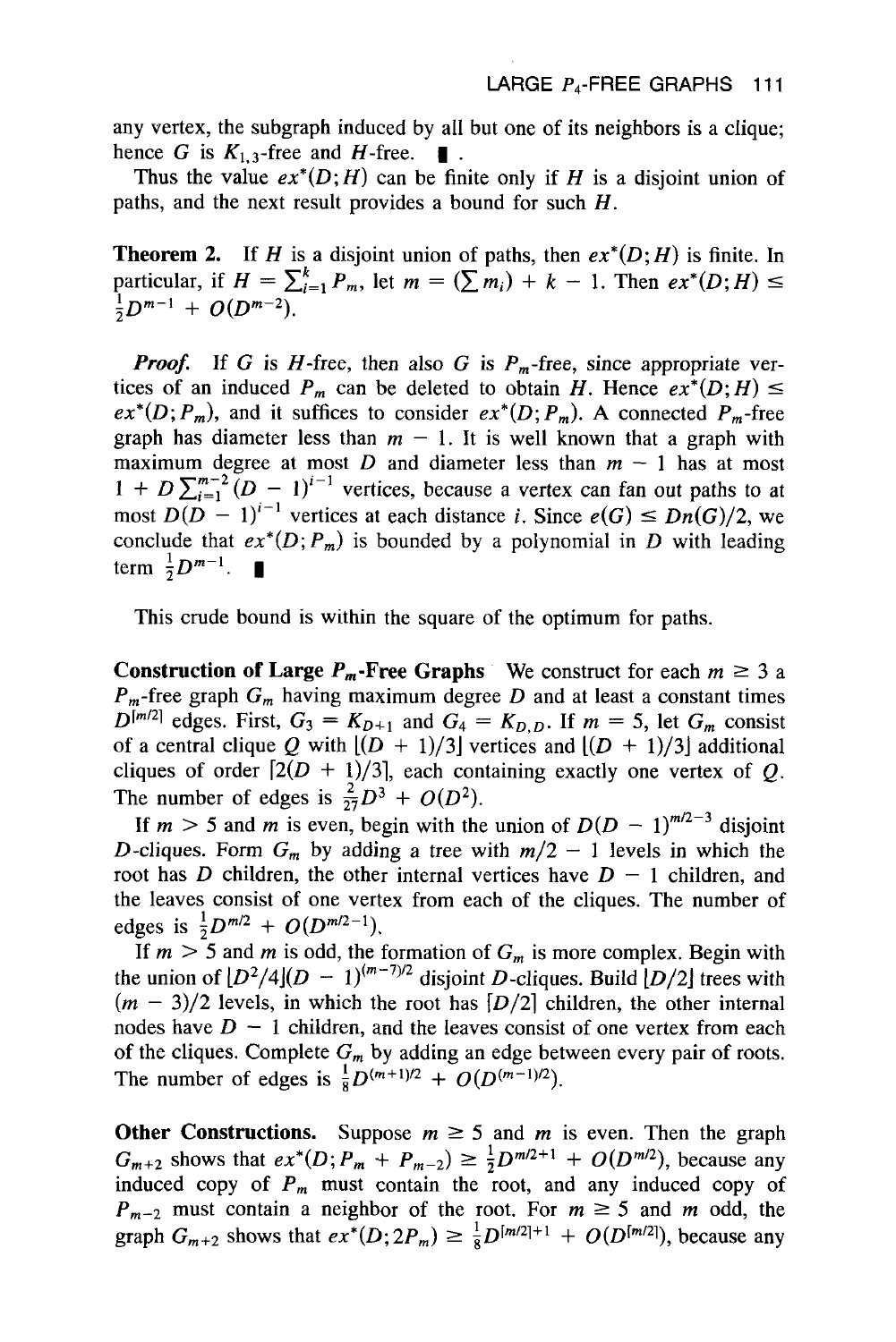any vertex, the subgraph induced by all but one of its neighbors is a clique; hence $G$ is $K_{1,3}$-free and $H$-free. ∎ .

Thus the value $ex^*(D; H)$ can be finite only if $H$ is a disjoint union of paths, and the next result provides a bound for such $H$.

**Theorem 2.** If $H$ is a disjoint union of paths, then $ex^*(D; H)$ is finite. In particular, if $H = \sum_{i=1}^{k} P_{m_i}$, let $m = (\sum m_i) + k - 1$. Then $ex^*(D; H) \leq \frac{1}{2}D^{m-1} + O(D^{m-2})$.

***Proof.*** If $G$ is $H$-free, then also $G$ is $P_m$-free, since appropriate vertices of an induced $P_m$ can be deleted to obtain $H$. Hence $ex^*(D; H) \leq ex^*(D; P_m)$, and it suffices to consider $ex^*(D; P_m)$. A connected $P_m$-free graph has diameter less than $m - 1$. It is well known that a graph with maximum degree at most $D$ and diameter less than $m - 1$ has at most $1 + D\sum_{i=1}^{m-2}(D-1)^{i-1}$ vertices, because a vertex can fan out paths to at most $D(D-1)^{i-1}$ vertices at each distance $i$. Since $e(G) \leq Dn(G)/2$, we conclude that $ex^*(D; P_m)$ is bounded by a polynomial in $D$ with leading term $\frac{1}{2}D^{m-1}$. ∎

This crude bound is within the square of the optimum for paths.

**Construction of Large $P_m$-Free Graphs** We construct for each $m \geq 3$ a $P_m$-free graph $G_m$ having maximum degree $D$ and at least a constant times $D^{\lceil m/2 \rceil}$ edges. First, $G_3 = K_{D+1}$ and $G_4 = K_{D,D}$. If $m = 5$, let $G_m$ consist of a central clique $Q$ with $\lfloor (D+1)/3 \rfloor$ vertices and $\lfloor (D+1)/3 \rfloor$ additional cliques of order $\lceil 2(D+1)/3 \rceil$, each containing exactly one vertex of $Q$. The number of edges is $\frac{2}{27}D^3 + O(D^2)$.

If $m > 5$ and $m$ is even, begin with the union of $D(D-1)^{m/2-3}$ disjoint $D$-cliques. Form $G_m$ by adding a tree with $m/2 - 1$ levels in which the root has $D$ children, the other internal vertices have $D - 1$ children, and the leaves consist of one vertex from each of the cliques. The number of edges is $\frac{1}{2}D^{m/2} + O(D^{m/2-1})$.

If $m > 5$ and $m$ is odd, the formation of $G_m$ is more complex. Begin with the union of $\lfloor D^2/4 \rfloor (D-1)^{(m-7)/2}$ disjoint $D$-cliques. Build $\lfloor D/2 \rfloor$ trees with $(m-3)/2$ levels, in which the root has $\lceil D/2 \rceil$ children, the other internal nodes have $D - 1$ children, and the leaves consist of one vertex from each of the cliques. Complete $G_m$ by adding an edge between every pair of roots. The number of edges is $\frac{1}{8}D^{(m+1)/2} + O(D^{(m-1)/2})$.

**Other Constructions.** Suppose $m \geq 5$ and $m$ is even. Then the graph $G_{m+2}$ shows that $ex^*(D; P_m + P_{m-2}) \geq \frac{1}{2}D^{m/2+1} + O(D^{m/2})$, because any induced copy of $P_m$ must contain the root, and any induced copy of $P_{m-2}$ must contain a neighbor of the root. For $m \geq 5$ and $m$ odd, the graph $G_{m+2}$ shows that $ex^*(D; 2P_m) \geq \frac{1}{8}D^{\lceil m/2 \rceil + 1} + O(D^{\lceil m/2 \rceil})$, because any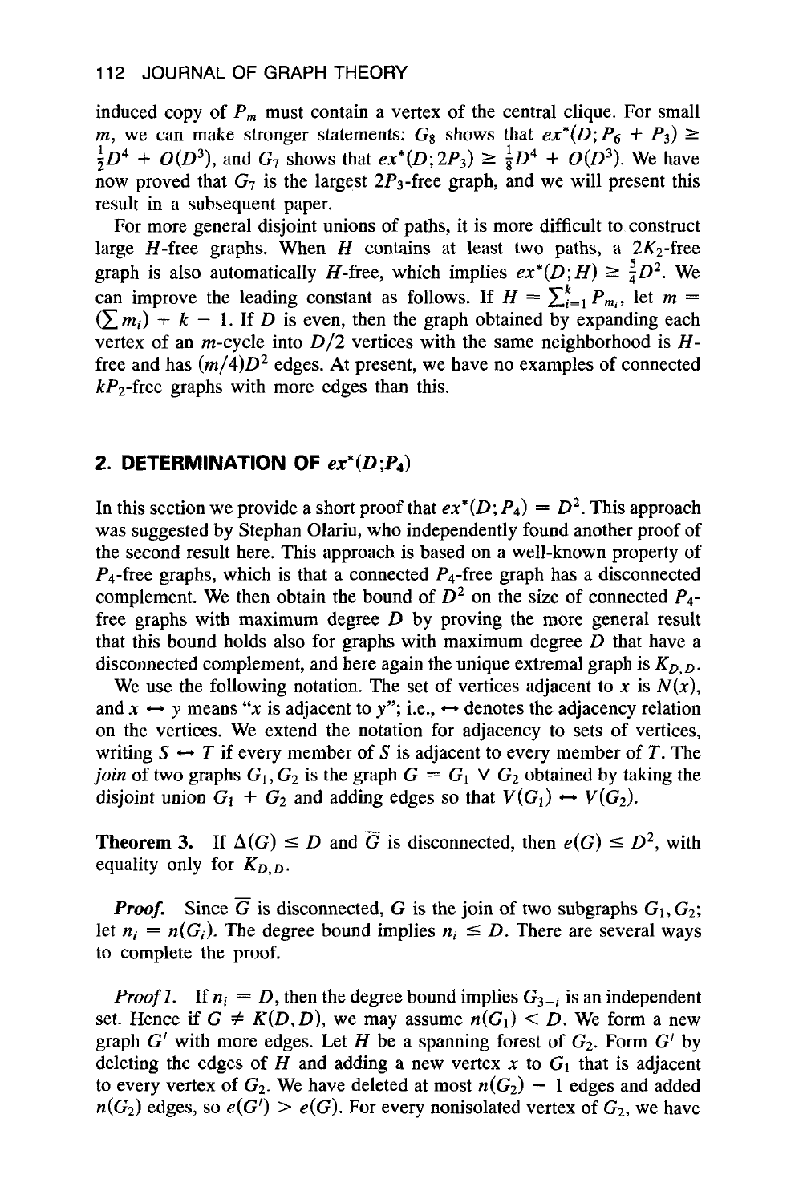induced copy of $P_m$ must contain a vertex of the central clique. For small $m$, we can make stronger statements: $G_8$ shows that $ex^*(D; P_6 + P_3) \geq \frac{1}{2}D^4 + O(D^3)$, and $G_7$ shows that $ex^*(D; 2P_3) \geq \frac{1}{8}D^4 + O(D^3)$. We have now proved that $G_7$ is the largest $2P_3$-free graph, and we will present this result in a subsequent paper.

For more general disjoint unions of paths, it is more difficult to construct large $H$-free graphs. When $H$ contains at least two paths, a $2K_2$-free graph is also automatically $H$-free, which implies $ex^*(D; H) \geq \frac{5}{4}D^2$. We can improve the leading constant as follows. If $H = \sum_{i=1}^{k} P_{m_i}$, let $m = (\sum m_i) + k - 1$. If $D$ is even, then the graph obtained by expanding each vertex of an $m$-cycle into $D/2$ vertices with the same neighborhood is $H$-free and has $(m/4)D^2$ edges. At present, we have no examples of connected $kP_2$-free graphs with more edges than this.

## 2. DETERMINATION OF $ex^*(D;P_4)$

In this section we provide a short proof that $ex^*(D; P_4) = D^2$. This approach was suggested by Stephan Olariu, who independently found another proof of the second result here. This approach is based on a well-known property of $P_4$-free graphs, which is that a connected $P_4$-free graph has a disconnected complement. We then obtain the bound of $D^2$ on the size of connected $P_4$-free graphs with maximum degree $D$ by proving the more general result that this bound holds also for graphs with maximum degree $D$ that have a disconnected complement, and here again the unique extremal graph is $K_{D,D}$.

We use the following notation. The set of vertices adjacent to $x$ is $N(x)$, and $x \leftrightarrow y$ means "$x$ is adjacent to $y$"; i.e., $\leftrightarrow$ denotes the adjacency relation on the vertices. We extend the notation for adjacency to sets of vertices, writing $S \leftrightarrow T$ if every member of $S$ is adjacent to every member of $T$. The *join* of two graphs $G_1, G_2$ is the graph $G = G_1 \vee G_2$ obtained by taking the disjoint union $G_1 + G_2$ and adding edges so that $V(G_1) \leftrightarrow V(G_2)$.

**Theorem 3.** If $\Delta(G) \leq D$ and $\overline{G}$ is disconnected, then $e(G) \leq D^2$, with equality only for $K_{D,D}$.

***Proof.*** Since $\overline{G}$ is disconnected, $G$ is the join of two subgraphs $G_1, G_2$; let $n_i = n(G_i)$. The degree bound implies $n_i \leq D$. There are several ways to complete the proof.

*Proof 1.* If $n_i = D$, then the degree bound implies $G_{3-i}$ is an independent set. Hence if $G \neq K(D, D)$, we may assume $n(G_1) < D$. We form a new graph $G'$ with more edges. Let $H$ be a spanning forest of $G_2$. Form $G'$ by deleting the edges of $H$ and adding a new vertex $x$ to $G_1$ that is adjacent to every vertex of $G_2$. We have deleted at most $n(G_2) - 1$ edges and added $n(G_2)$ edges, so $e(G') > e(G)$. For every nonisolated vertex of $G_2$, we have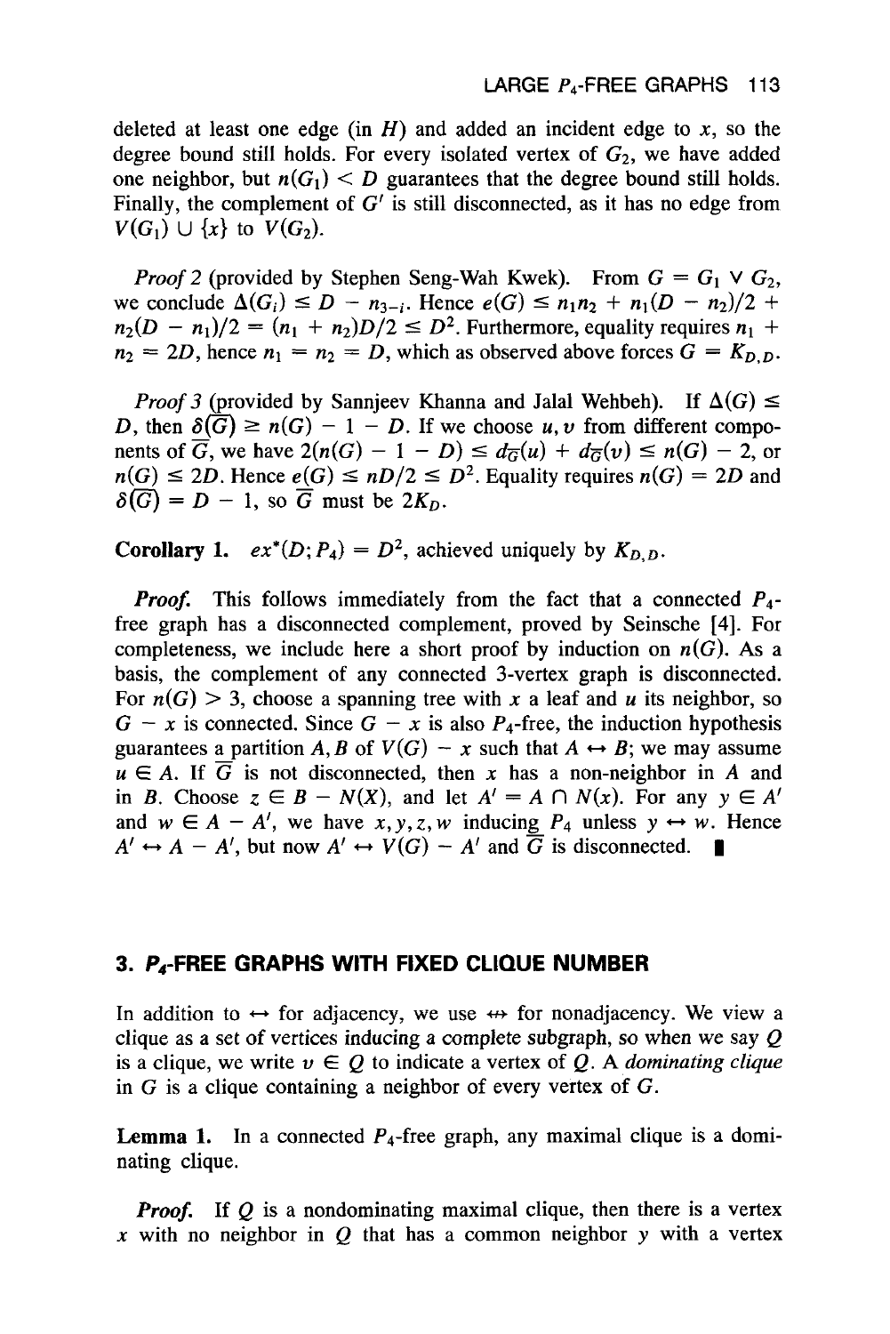deleted at least one edge (in $H$) and added an incident edge to $x$, so the degree bound still holds. For every isolated vertex of $G_2$, we have added one neighbor, but $n(G_1) < D$ guarantees that the degree bound still holds. Finally, the complement of $G'$ is still disconnected, as it has no edge from $V(G_1) \cup \{x\}$ to $V(G_2)$.

*Proof 2* (provided by Stephen Seng-Wah Kwek). From $G = G_1 \vee G_2$, we conclude $\Delta(G_i) \leq D - n_{3-i}$. Hence $e(G) \leq n_1 n_2 + n_1(D - n_2)/2 + n_2(D - n_1)/2 = (n_1 + n_2)D/2 \leq D^2$. Furthermore, equality requires $n_1 + n_2 = 2D$, hence $n_1 = n_2 = D$, which as observed above forces $G = K_{D,D}$.

*Proof 3* (provided by Sannjeev Khanna and Jalal Wehbeh). If $\Delta(G) \leq D$, then $\delta(\overline{G}) \geq n(G) - 1 - D$. If we choose $u, v$ from different components of $\overline{G}$, we have $2(n(G) - 1 - D) \leq d_{\overline{G}}(u) + d_{\overline{G}}(v) \leq n(G) - 2$, or $n(G) \leq 2D$. Hence $e(G) \leq nD/2 \leq D^2$. Equality requires $n(G) = 2D$ and $\delta(\overline{G}) = D - 1$, so $\overline{G}$ must be $2K_D$.

**Corollary 1.** $ex^*(D; P_4) = D^2$, achieved uniquely by $K_{D,D}$.

***Proof.*** This follows immediately from the fact that a connected $P_4$-free graph has a disconnected complement, proved by Seinsche [4]. For completeness, we include here a short proof by induction on $n(G)$. As a basis, the complement of any connected 3-vertex graph is disconnected. For $n(G) > 3$, choose a spanning tree with $x$ a leaf and $u$ its neighbor, so $G - x$ is connected. Since $G - x$ is also $P_4$-free, the induction hypothesis guarantees a partition $A, B$ of $V(G) - x$ such that $A \leftrightarrow B$; we may assume $u \in A$. If $\overline{G}$ is not disconnected, then $x$ has a non-neighbor in $A$ and in $B$. Choose $z \in B - N(X)$, and let $A' = A \cap N(x)$. For any $y \in A'$ and $w \in A - A'$, we have $x, y, z, w$ inducing $P_4$ unless $y \leftrightarrow w$. Hence $A' \leftrightarrow A - A'$, but now $A' \leftrightarrow V(G) - A'$ and $\overline{G}$ is disconnected. ∎

## 3. $P_4$-FREE GRAPHS WITH FIXED CLIQUE NUMBER

In addition to $\leftrightarrow$ for adjacency, we use $\not\leftrightarrow$ for nonadjacency. We view a clique as a set of vertices inducing a complete subgraph, so when we say $Q$ is a clique, we write $v \in Q$ to indicate a vertex of $Q$. A *dominating clique* in $G$ is a clique containing a neighbor of every vertex of $G$.

**Lemma 1.** In a connected $P_4$-free graph, any maximal clique is a dominating clique.

***Proof.*** If $Q$ is a nondominating maximal clique, then there is a vertex $x$ with no neighbor in $Q$ that has a common neighbor $y$ with a vertex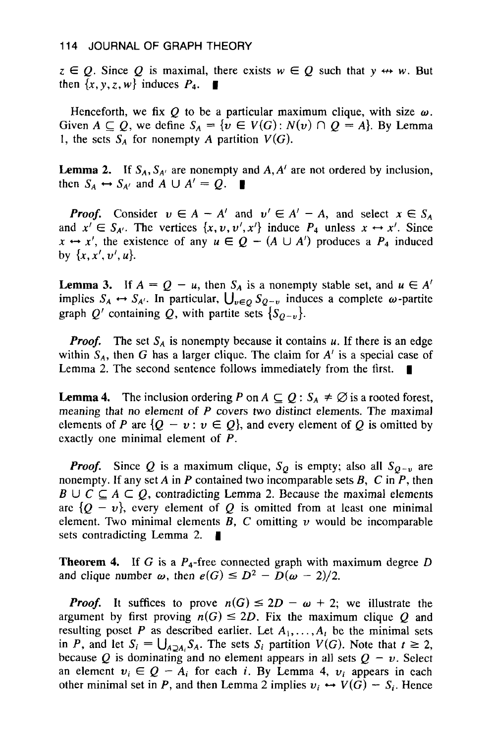$z \in Q$. Since $Q$ is maximal, there exists $w \in Q$ such that $y \not\leftrightarrow w$. But then $\{x, y, z, w\}$ induces $P_4$. ∎

Henceforth, we fix $Q$ to be a particular maximum clique, with size $\omega$. Given $A \subseteq Q$, we define $S_A = \{v \in V(G) \colon N(v) \cap Q = A\}$. By Lemma 1, the sets $S_A$ for nonempty $A$ partition $V(G)$.

**Lemma 2.** *If $S_A, S_{A'}$ are nonempty and $A, A'$ are not ordered by inclusion, then $S_A \leftrightarrow S_{A'}$ and $A \cup A' = Q$.* ∎

***Proof.*** Consider $v \in A - A'$ and $v' \in A' - A$, and select $x \in S_A$ and $x' \in S_{A'}$. The vertices $\{x, v, v', x'\}$ induce $P_4$ unless $x \leftrightarrow x'$. Since $x \leftrightarrow x'$, the existence of any $u \in Q - (A \cup A')$ produces a $P_4$ induced by $\{x, x', v', u\}$.

**Lemma 3.** *If $A = Q - u$, then $S_A$ is a nonempty stable set, and $u \in A'$ implies $S_A \leftrightarrow S_{A'}$. In particular, $\bigcup_{v \in Q} S_{Q-v}$ induces a complete $\omega$-partite graph $Q'$ containing $Q$, with partite sets $\{S_{Q-v}\}$.*

***Proof.*** The set $S_A$ is nonempty because it contains $u$. If there is an edge within $S_A$, then $G$ has a larger clique. The claim for $A'$ is a special case of Lemma 2. The second sentence follows immediately from the first. ∎

**Lemma 4.** *The inclusion ordering $P$ on $A \subseteq Q \colon S_A \neq \emptyset$ is a rooted forest, meaning that no element of $P$ covers two distinct elements. The maximal elements of $P$ are $\{Q - v \colon v \in Q\}$, and every element of $Q$ is omitted by exactly one minimal element of $P$.*

***Proof.*** Since $Q$ is a maximum clique, $S_Q$ is empty; also all $S_{Q-v}$ are nonempty. If any set $A$ in $P$ contained two incomparable sets $B$, $C$ in $P$, then $B \cup C \subseteq A \subset Q$, contradicting Lemma 2. Because the maximal elements are $\{Q - v\}$, every element of $Q$ is omitted from at least one minimal element. Two minimal elements $B$, $C$ omitting $v$ would be incomparable sets contradicting Lemma 2. ∎

**Theorem 4.** *If $G$ is a $P_4$-free connected graph with maximum degree $D$ and clique number $\omega$, then $e(G) \leq D^2 - D(\omega - 2)/2$.*

***Proof.*** It suffices to prove $n(G) \leq 2D - \omega + 2$; we illustrate the argument by first proving $n(G) \leq 2D$. Fix the maximum clique $Q$ and resulting poset $P$ as described earlier. Let $A_1, \ldots, A_t$ be the minimal sets in $P$, and let $S_i = \bigcup_{A \supseteq A_i} S_A$. The sets $S_i$ partition $V(G)$. Note that $t \geq 2$, because $Q$ is dominating and no element appears in all sets $Q - v$. Select an element $v_i \in Q - A_i$ for each $i$. By Lemma 4, $v_i$ appears in each other minimal set in $P$, and then Lemma 2 implies $v_i \leftrightarrow V(G) - S_i$. Hence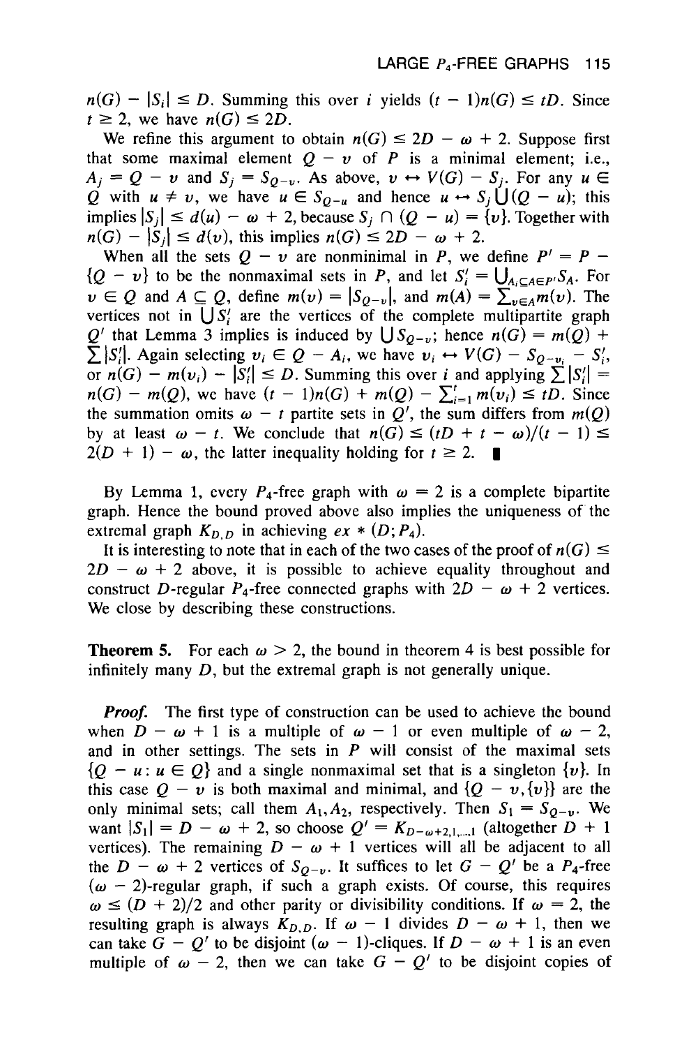$n(G) - |S_i| \leq D$. Summing this over $i$ yields $(t - 1)n(G) \leq tD$. Since $t \geq 2$, we have $n(G) \leq 2D$.

We refine this argument to obtain $n(G) \leq 2D - \omega + 2$. Suppose first that some maximal element $Q - v$ of $P$ is a minimal element; i.e., $A_j = Q - v$ and $S_j = S_{Q-v}$. As above, $v \leftrightarrow V(G) - S_j$. For any $u \in Q$ with $u \neq v$, we have $u \in S_{Q-u}$ and hence $u \leftrightarrow S_j \bigcup (Q - u)$; this implies $|S_j| \leq d(u) - \omega + 2$, because $S_j \cap (Q - u) = \{v\}$. Together with $n(G) - |S_j| \leq d(v)$, this implies $n(G) \leq 2D - \omega + 2$.

When all the sets $Q - v$ are nonminimal in $P$, we define $P' = P - \{Q - v\}$ to be the nonmaximal sets in $P$, and let $S_i' = \bigcup_{A_i \subseteq A \in P'} S_A$. For $v \in Q$ and $A \subseteq Q$, define $m(v) = |S_{Q-v}|$, and $m(A) = \sum_{v \in A} m(v)$. The vertices not in $\bigcup S_i'$ are the vertices of the complete multipartite graph $Q'$ that Lemma 3 implies is induced by $\bigcup S_{Q-v}$; hence $n(G) = m(Q) + \sum |S_i'|$. Again selecting $v_i \in Q - A_i$, we have $v_i \leftrightarrow V(G) - S_{Q-v_i} - S_i'$, or $n(G) - m(v_i) - |S_i'| \leq D$. Summing this over $i$ and applying $\sum |S_i'| = n(G) - m(Q)$, we have $(t - 1)n(G) + m(Q) - \sum_{i=1}^{t} m(v_i) \leq tD$. Since the summation omits $\omega - t$ partite sets in $Q'$, the sum differs from $m(Q)$ by at least $\omega - t$. We conclude that $n(G) \leq (tD + t - \omega)/(t - 1) \leq 2(D + 1) - \omega$, the latter inequality holding for $t \geq 2$. ∎

By Lemma 1, every $P_4$-free graph with $\omega = 2$ is a complete bipartite graph. Hence the bound proved above also implies the uniqueness of the extremal graph $K_{D,D}$ in achieving $ex * (D; P_4)$.

It is interesting to note that in each of the two cases of the proof of $n(G) \leq 2D - \omega + 2$ above, it is possible to achieve equality throughout and construct $D$-regular $P_4$-free connected graphs with $2D - \omega + 2$ vertices. We close by describing these constructions.

**Theorem 5.** For each $\omega > 2$, the bound in theorem 4 is best possible for infinitely many $D$, but the extremal graph is not generally unique.

***Proof.*** The first type of construction can be used to achieve the bound when $D - \omega + 1$ is a multiple of $\omega - 1$ or even multiple of $\omega - 2$, and in other settings. The sets in $P$ will consist of the maximal sets $\{Q - u : u \in Q\}$ and a single nonmaximal set that is a singleton $\{v\}$. In this case $Q - v$ is both maximal and minimal, and $\{Q - v, \{v\}\}$ are the only minimal sets; call them $A_1, A_2$, respectively. Then $S_1 = S_{Q-v}$. We want $|S_1| = D - \omega + 2$, so choose $Q' = K_{D-\omega+2,1,\ldots,1}$ (altogether $D + 1$ vertices). The remaining $D - \omega + 1$ vertices will all be adjacent to all the $D - \omega + 2$ vertices of $S_{Q-v}$. It suffices to let $G - Q'$ be a $P_4$-free $(\omega - 2)$-regular graph, if such a graph exists. Of course, this requires $\omega \leq (D + 2)/2$ and other parity or divisibility conditions. If $\omega = 2$, the resulting graph is always $K_{D,D}$. If $\omega - 1$ divides $D - \omega + 1$, then we can take $G - Q'$ to be disjoint $(\omega - 1)$-cliques. If $D - \omega + 1$ is an even multiple of $\omega - 2$, then we can take $G - Q'$ to be disjoint copies of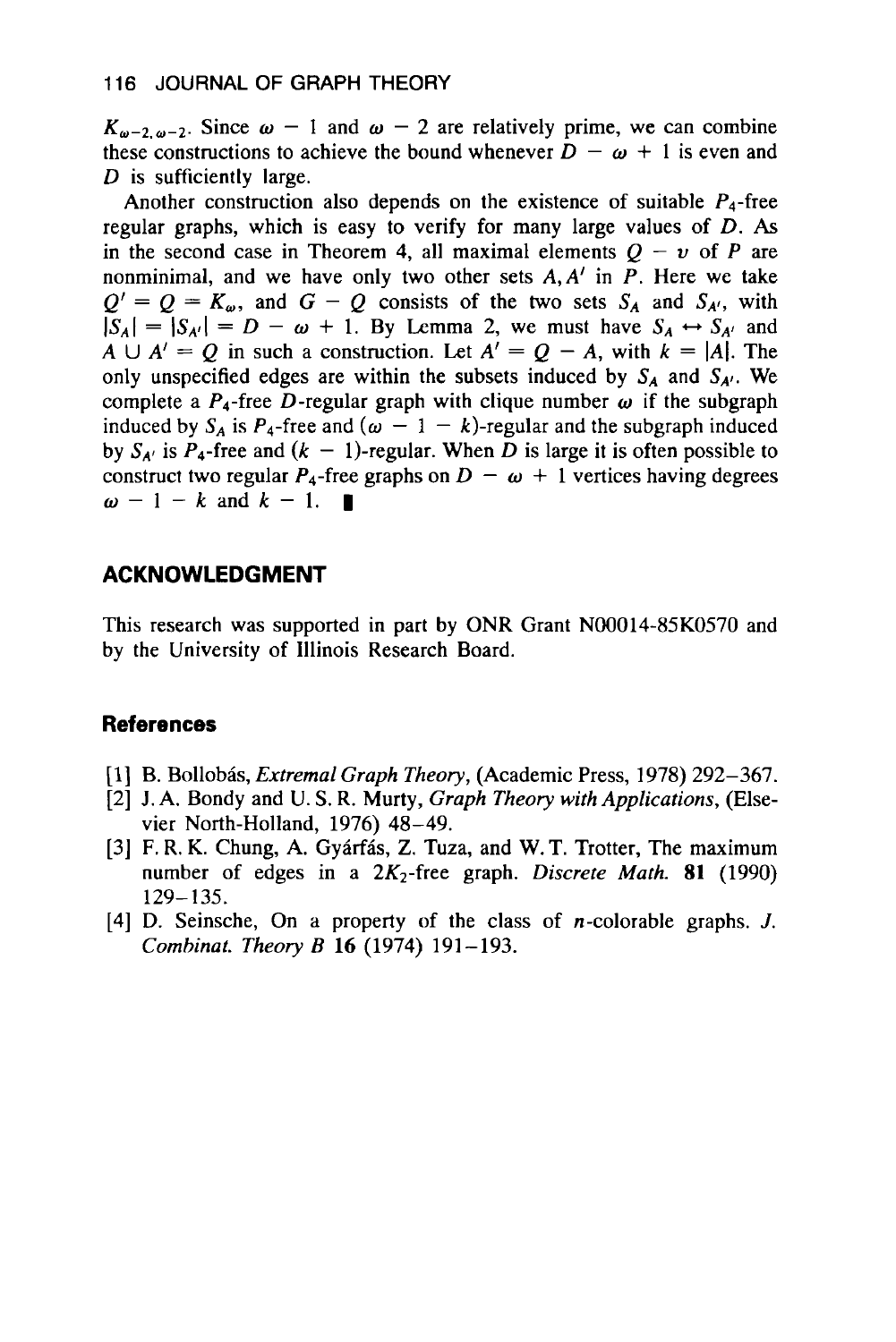$K_{\omega-2,\omega-2}$. Since $\omega - 1$ and $\omega - 2$ are relatively prime, we can combine these constructions to achieve the bound whenever $D - \omega + 1$ is even and $D$ is sufficiently large.

Another construction also depends on the existence of suitable $P_4$-free regular graphs, which is easy to verify for many large values of $D$. As in the second case in Theorem 4, all maximal elements $Q - v$ of $P$ are nonminimal, and we have only two other sets $A, A'$ in $P$. Here we take $Q' = Q = K_\omega$, and $G - Q$ consists of the two sets $S_A$ and $S_{A'}$, with $|S_A| = |S_{A'}| = D - \omega + 1$. By Lemma 2, we must have $S_A \leftrightarrow S_{A'}$ and $A \cup A' = Q$ in such a construction. Let $A' = Q - A$, with $k = |A|$. The only unspecified edges are within the subsets induced by $S_A$ and $S_{A'}$. We complete a $P_4$-free $D$-regular graph with clique number $\omega$ if the subgraph induced by $S_A$ is $P_4$-free and $(\omega - 1 - k)$-regular and the subgraph induced by $S_{A'}$ is $P_4$-free and $(k - 1)$-regular. When $D$ is large it is often possible to construct two regular $P_4$-free graphs on $D - \omega + 1$ vertices having degrees $\omega - 1 - k$ and $k - 1$. ∎

## ACKNOWLEDGMENT

This research was supported in part by ONR Grant N00014-85K0570 and by the University of Illinois Research Board.

### References

[1] B. Bollobás, *Extremal Graph Theory*, (Academic Press, 1978) 292–367.

[2] J. A. Bondy and U. S. R. Murty, *Graph Theory with Applications*, (Elsevier North-Holland, 1976) 48–49.

[3] F. R. K. Chung, A. Gyárfás, Z. Tuza, and W. T. Trotter, The maximum number of edges in a $2K_2$-free graph. *Discrete Math.* **81** (1990) 129–135.

[4] D. Seinsche, On a property of the class of $n$-colorable graphs. *J. Combinat. Theory B* **16** (1974) 191–193.